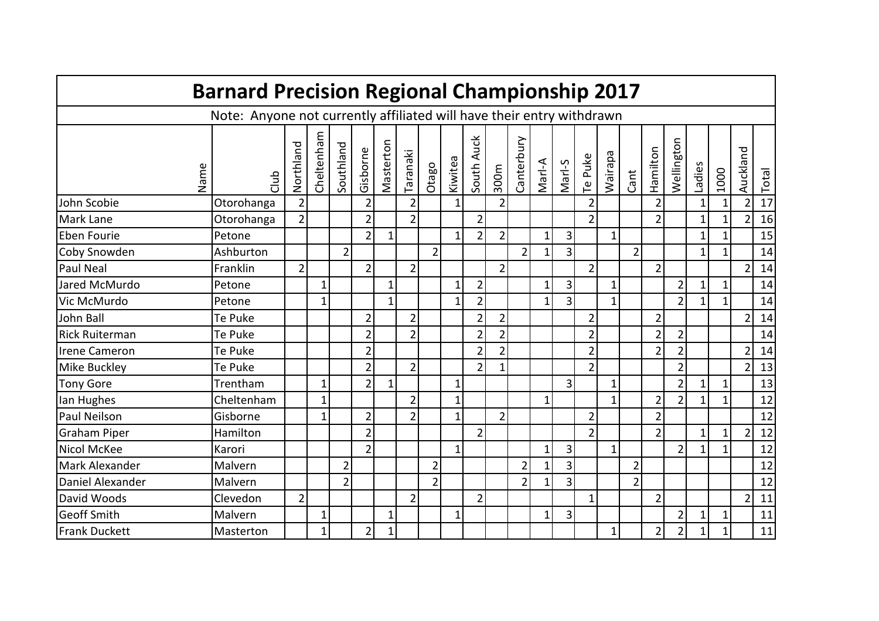# Barnard Precision Regional Championship 2017

Note: Anyone not currently affiliated will have their entry withdrawn

| Name | Club | Northland | Cheltenham | Southland | Gisborne | Masterton | Taranaki | Otago | Kiwitea | South Auck | 300m | Canterbury | Marl-A | Marl-S | Te Puke | Wairapa | Cant | Hamilton | Wellington | Ladies | 1000 | Auckland | Total |
|---|---|---|---|---|---|---|---|---|---|---|---|---|---|---|---|---|---|---|---|---|---|---|---|
| John Scobie | Otorohanga | 2 | | | 2 | | 2 | | 1 | | 2 | | | | 2 | | | 2 | | 1 | 1 | 2 | 17 |
| Mark Lane | Otorohanga | 2 | | | 2 | | 2 | | | 2 | | | | | 2 | | | 2 | | 1 | 1 | 2 | 16 |
| Eben Fourie | Petone | | | | 2 | 1 | | | 1 | 2 | 2 | | 1 | 3 | | 1 | | | | 1 | 1 | | 15 |
| Coby Snowden | Ashburton | | | 2 | | | | 2 | | | | 2 | 1 | 3 | | | 2 | | | 1 | 1 | | 14 |
| Paul Neal | Franklin | 2 | | | 2 | | 2 | | | | 2 | | | | 2 | | | 2 | | | | 2 | 14 |
| Jared McMurdo | Petone | | 1 | | | 1 | | | 1 | 2 | | | 1 | 3 | | 1 | | | 2 | 1 | 1 | | 14 |
| Vic McMurdo | Petone | | 1 | | | 1 | | | 1 | 2 | | | 1 | 3 | | 1 | | | 2 | 1 | 1 | | 14 |
| John Ball | Te Puke | | | | 2 | | 2 | | | 2 | 2 | | | | 2 | | | 2 | | | | 2 | 14 |
| Rick Ruiterman | Te Puke | | | | 2 | | 2 | | | 2 | 2 | | | | 2 | | | 2 | 2 | | | | 14 |
| Irene Cameron | Te Puke | | | | 2 | | | | | 2 | 2 | | | | 2 | | | 2 | 2 | | | 2 | 14 |
| Mike Buckley | Te Puke | | | | 2 | | 2 | | | 2 | 1 | | | | 2 | | | | 2 | | | 2 | 13 |
| Tony Gore | Trentham | | 1 | | 2 | 1 | | | 1 | | | | | 3 | | 1 | | | 2 | 1 | 1 | | 13 |
| Ian Hughes | Cheltenham | | 1 | | | | 2 | | 1 | | | | 1 | | | 1 | | 2 | 2 | 1 | 1 | | 12 |
| Paul Neilson | Gisborne | | 1 | | 2 | | 2 | | 1 | | 2 | | | | 2 | | | 2 | | | | | 12 |
| Graham Piper | Hamilton | | | | 2 | | | | | 2 | | | | | 2 | | | 2 | | 1 | 1 | 2 | 12 |
| Nicol McKee | Karori | | | | 2 | | | | 1 | | | | 1 | 3 | | 1 | | | 2 | 1 | 1 | | 12 |
| Mark Alexander | Malvern | | | 2 | | | | 2 | | | | 2 | 1 | 3 | | | 2 | | | | | | 12 |
| Daniel Alexander | Malvern | | | 2 | | | | 2 | | | | 2 | 1 | 3 | | | 2 | | | | | | 12 |
| David Woods | Clevedon | 2 | | | | | 2 | | | 2 | | | | | 1 | | | 2 | | | | 2 | 11 |
| Geoff Smith | Malvern | | 1 | | | 1 | | | 1 | | | | 1 | 3 | | | | | 2 | 1 | 1 | | 11 |
| Frank Duckett | Masterton | | 1 | | 2 | 1 | | | | | | | | | | 1 | | 2 | 2 | 1 | 1 | | 11 |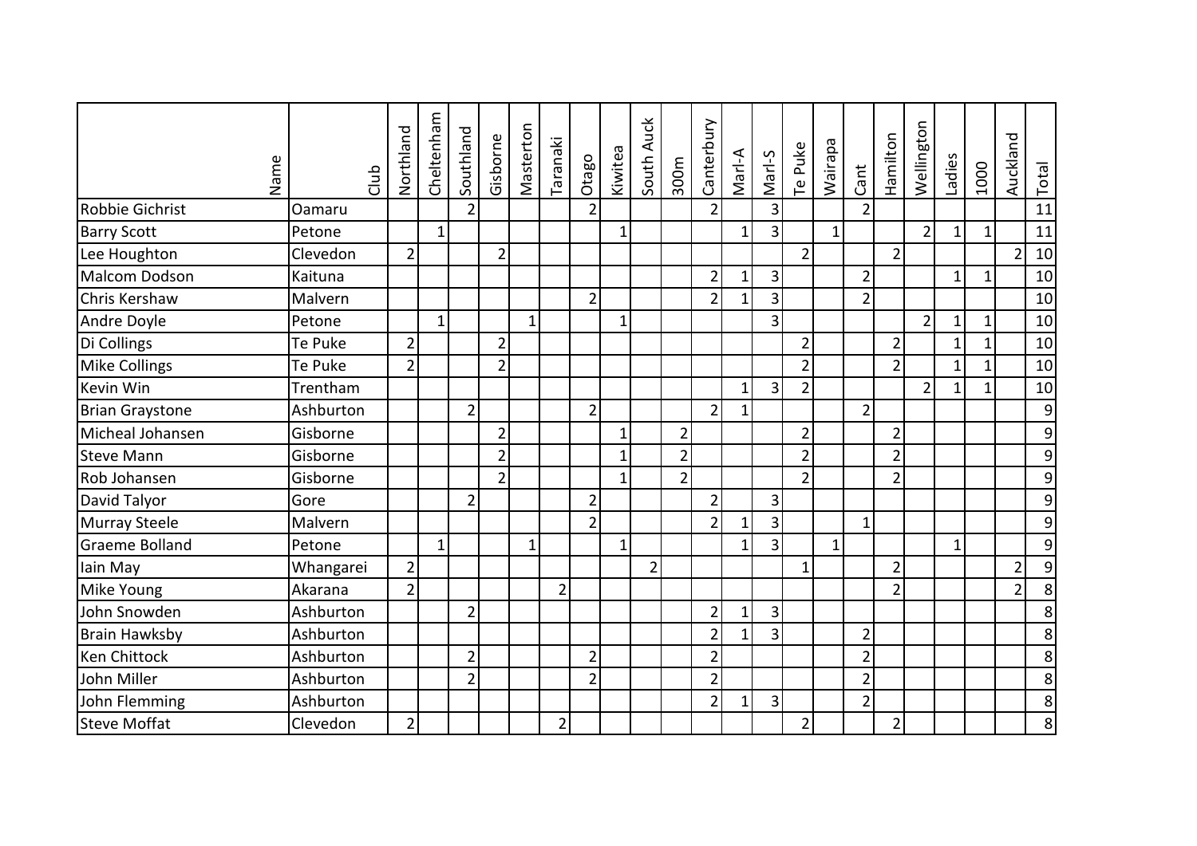| Name | Club | Northland | Cheltenham | Southland | Gisborne | Masterton | Taranaki | Otago | Kiwitea | South Auck | 300m | Canterbury | Marl-A | Marl-S | Te Puke | Wairapa | Cant | Hamilton | Wellington | Ladies | 1000 | Auckland | Total |
|---|---|---|---|---|---|---|---|---|---|---|---|---|---|---|---|---|---|---|---|---|---|---|---|
| Robbie Gichrist | Oamaru | | | 2 | | | | 2 | | | | 2 | | 3 | | | 2 | | | | | | 11 |
| Barry Scott | Petone | | 1 | | | | | | 1 | | | | 1 | 3 | | 1 | | | 2 | 1 | 1 | | 11 |
| Lee Houghton | Clevedon | 2 | | | 2 | | | | | | | | | | 2 | | | 2 | | | | 2 | 10 |
| Malcom Dodson | Kaituna | | | | | | | | | | | 2 | 1 | 3 | | | 2 | | | 1 | 1 | | 10 |
| Chris Kershaw | Malvern | | | | | | | 2 | | | | 2 | 1 | 3 | | | 2 | | | | | | 10 |
| Andre Doyle | Petone | | 1 | | | 1 | | | 1 | | | | | 3 | | | | | 2 | 1 | 1 | | 10 |
| Di Collings | Te Puke | 2 | | | 2 | | | | | | | | | | 2 | | | 2 | | 1 | 1 | | 10 |
| Mike Collings | Te Puke | 2 | | | 2 | | | | | | | | | | 2 | | | 2 | | 1 | 1 | | 10 |
| Kevin Win | Trentham | | | | | | | | | | | | 1 | 3 | 2 | | | | 2 | 1 | 1 | | 10 |
| Brian Graystone | Ashburton | | | 2 | | | | 2 | | | | 2 | 1 | | | | 2 | | | | | | 9 |
| Micheal Johansen | Gisborne | | | | 2 | | | | 1 | | 2 | | | | 2 | | | 2 | | | | | 9 |
| Steve Mann | Gisborne | | | | 2 | | | | 1 | | 2 | | | | 2 | | | 2 | | | | | 9 |
| Rob Johansen | Gisborne | | | | 2 | | | | 1 | | 2 | | | | 2 | | | 2 | | | | | 9 |
| David Talyor | Gore | | | 2 | | | | 2 | | | | 2 | | 3 | | | | | | | | | 9 |
| Murray Steele | Malvern | | | | | | | 2 | | | | 2 | 1 | 3 | | | 1 | | | | | | 9 |
| Graeme Bolland | Petone | | 1 | | | 1 | | | 1 | | | | 1 | 3 | | 1 | | | | 1 | | | 9 |
| Iain May | Whangarei | 2 | | | | | | | | 2 | | | | | 1 | | | 2 | | | | 2 | 9 |
| Mike Young | Akarana | 2 | | | | | 2 | | | | | | | | | | | 2 | | | | 2 | 8 |
| John Snowden | Ashburton | | | 2 | | | | | | | | 2 | 1 | 3 | | | | | | | | | 8 |
| Brain Hawksby | Ashburton | | | | | | | | | | | 2 | 1 | 3 | | | 2 | | | | | | 8 |
| Ken Chittock | Ashburton | | | 2 | | | | 2 | | | | 2 | | | | | 2 | | | | | | 8 |
| John Miller | Ashburton | | | 2 | | | | 2 | | | | 2 | | | | | 2 | | | | | | 8 |
| John Flemming | Ashburton | | | | | | | | | | | 2 | 1 | 3 | | | 2 | | | | | | 8 |
| Steve Moffat | Clevedon | 2 | | | | | 2 | | | | | | | | 2 | | | 2 | | | | | 8 |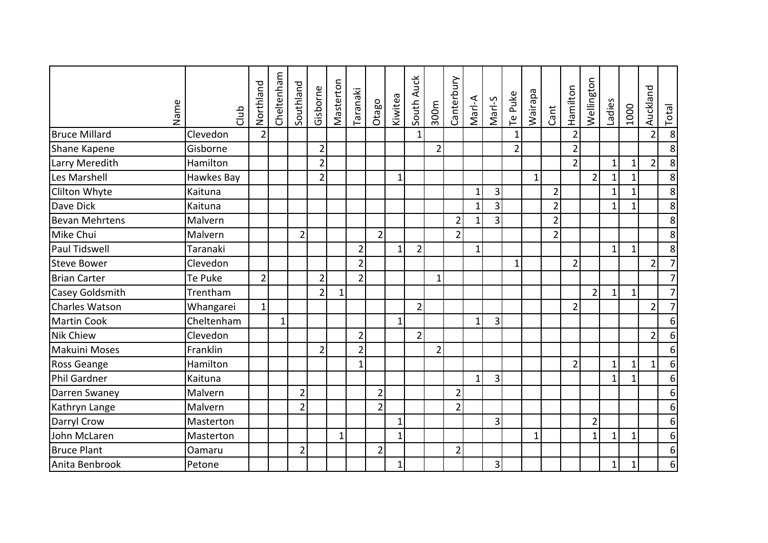| Name | Club | Northland | Cheltenham | Southland | Gisborne | Masterton | Taranaki | Otago | Kiwitea | South Auck | 300m | Canterbury | Marl-A | Marl-S | Te Puke | Wairapa | Cant | Hamilton | Wellington | Ladies | 1000 | Auckland | Total |
|---|---|---|---|---|---|---|---|---|---|---|---|---|---|---|---|---|---|---|---|---|---|---|---|
| Bruce Millard | Clevedon | 2 | | | | | | | | 1 | | | | | 1 | | | 2 | | | | 2 | 8 |
| Shane Kapene | Gisborne | | | | 2 | | | | | | 2 | | | | 2 | | | 2 | | | | | 8 |
| Larry Meredith | Hamilton | | | | 2 | | | | | | | | | | | | | 2 | | 1 | 1 | 2 | 8 |
| Les Marshell | Hawkes Bay | | | | 2 | | | | 1 | | | | | | | 1 | | | 2 | 1 | 1 | | 8 |
| Clilton Whyte | Kaituna | | | | | | | | | | | | 1 | 3 | | | 2 | | | 1 | 1 | | 8 |
| Dave Dick | Kaituna | | | | | | | | | | | | 1 | 3 | | | 2 | | | 1 | 1 | | 8 |
| Bevan Mehrtens | Malvern | | | | | | | | | | | 2 | 1 | 3 | | | 2 | | | | | | 8 |
| Mike Chui | Malvern | | | 2 | | | | 2 | | | | 2 | | | | | 2 | | | | | | 8 |
| Paul Tidswell | Taranaki | | | | | | 2 | | 1 | 2 | | | 1 | | | | | | | 1 | 1 | | 8 |
| Steve Bower | Clevedon | | | | | | 2 | | | | | | | | 1 | | | 2 | | | | 2 | 7 |
| Brian Carter | Te Puke | 2 | | | 2 | | 2 | | | | 1 | | | | | | | | | | | | 7 |
| Casey Goldsmith | Trentham | | | | 2 | 1 | | | | | | | | | | | | | 2 | 1 | 1 | | 7 |
| Charles Watson | Whangarei | 1 | | | | | | | | 2 | | | | | | | | 2 | | | | 2 | 7 |
| Martin Cook | Cheltenham | | 1 | | | | | | 1 | | | | 1 | 3 | | | | | | | | | 6 |
| Nik Chiew | Clevedon | | | | | | 2 | | | 2 | | | | | | | | | | | | 2 | 6 |
| Makuini Moses | Franklin | | | | 2 | | 2 | | | | 2 | | | | | | | | | | | | 6 |
| Ross Geange | Hamilton | | | | | | 1 | | | | | | | | | | | 2 | | 1 | 1 | 1 | 6 |
| Phil Gardner | Kaituna | | | | | | | | | | | | 1 | 3 | | | | | | 1 | 1 | | 6 |
| Darren Swaney | Malvern | | | 2 | | | | 2 | | | | 2 | | | | | | | | | | | 6 |
| Kathryn Lange | Malvern | | | 2 | | | | 2 | | | | 2 | | | | | | | | | | | 6 |
| Darryl Crow | Masterton | | | | | | | | 1 | | | | | 3 | | | | | 2 | | | | 6 |
| John McLaren | Masterton | | | | | 1 | | | 1 | | | | | | | 1 | | | 1 | 1 | 1 | | 6 |
| Bruce Plant | Oamaru | | | 2 | | | | 2 | | | | 2 | | | | | | | | | | | 6 |
| Anita Benbrook | Petone | | | | | | | | 1 | | | | | 3 | | | | | | 1 | 1 | | 6 |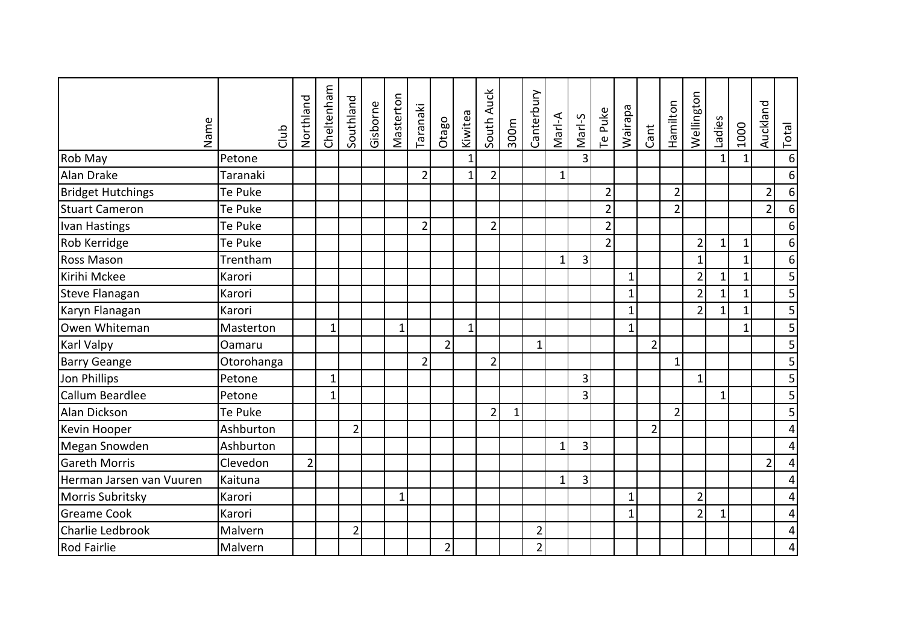| Name | Club | Northland | Cheltenham | Southland | Gisborne | Masterton | Taranaki | Otago | Kiwitea | South Auck | 300m | Canterbury | Marl-A | Marl-S | Te Puke | Wairapa | Cant | Hamilton | Wellington | Ladies | 1000 | Auckland | Total |
|---|---|---|---|---|---|---|---|---|---|---|---|---|---|---|---|---|---|---|---|---|---|---|---|
| Rob May | Petone | | | | | | | | 1 | | | | | 3 | | | | | | 1 | 1 | | 6 |
| Alan Drake | Taranaki | | | | | | 2 | | 1 | 2 | | | 1 | | | | | | | | | | 6 |
| Bridget Hutchings | Te Puke | | | | | | | | | | | | | | 2 | | | 2 | | | | 2 | 6 |
| Stuart Cameron | Te Puke | | | | | | | | | | | | | | 2 | | | 2 | | | | 2 | 6 |
| Ivan Hastings | Te Puke | | | | | | 2 | | | 2 | | | | | 2 | | | | | | | | 6 |
| Rob Kerridge | Te Puke | | | | | | | | | | | | | | 2 | | | | 2 | 1 | 1 | | 6 |
| Ross Mason | Trentham | | | | | | | | | | | | 1 | 3 | | | | | 1 | | 1 | | 6 |
| Kirihi Mckee | Karori | | | | | | | | | | | | | | | 1 | | | 2 | 1 | 1 | | 5 |
| Steve Flanagan | Karori | | | | | | | | | | | | | | | 1 | | | 2 | 1 | 1 | | 5 |
| Karyn Flanagan | Karori | | | | | | | | | | | | | | | 1 | | | 2 | 1 | 1 | | 5 |
| Owen Whiteman | Masterton | | 1 | | | 1 | | | 1 | | | | | | | 1 | | | | | 1 | | 5 |
| Karl Valpy | Oamaru | | | | | | | 2 | | | | 1 | | | | | 2 | | | | | | 5 |
| Barry Geange | Otorohanga | | | | | | 2 | | | 2 | | | | | | | | 1 | | | | | 5 |
| Jon Phillips | Petone | | 1 | | | | | | | | | | | 3 | | | | | 1 | | | | 5 |
| Callum Beardlee | Petone | | 1 | | | | | | | | | | | 3 | | | | | | 1 | | | 5 |
| Alan Dickson | Te Puke | | | | | | | | | 2 | 1 | | | | | | | 2 | | | | | 5 |
| Kevin Hooper | Ashburton | | | 2 | | | | | | | | | | | | | 2 | | | | | | 4 |
| Megan Snowden | Ashburton | | | | | | | | | | | | 1 | 3 | | | | | | | | | 4 |
| Gareth Morris | Clevedon | 2 | | | | | | | | | | | | | | | | | | | | 2 | 4 |
| Herman Jarsen van Vuuren | Kaituna | | | | | | | | | | | | 1 | 3 | | | | | | | | | 4 |
| Morris Subritsky | Karori | | | | | 1 | | | | | | | | | | 1 | | | 2 | | | | 4 |
| Greame Cook | Karori | | | | | | | | | | | | | | | 1 | | | 2 | 1 | | | 4 |
| Charlie Ledbrook | Malvern | | | 2 | | | | | | | | 2 | | | | | | | | | | | 4 |
| Rod Fairlie | Malvern | | | | | | | 2 | | | | 2 | | | | | | | | | | | 4 |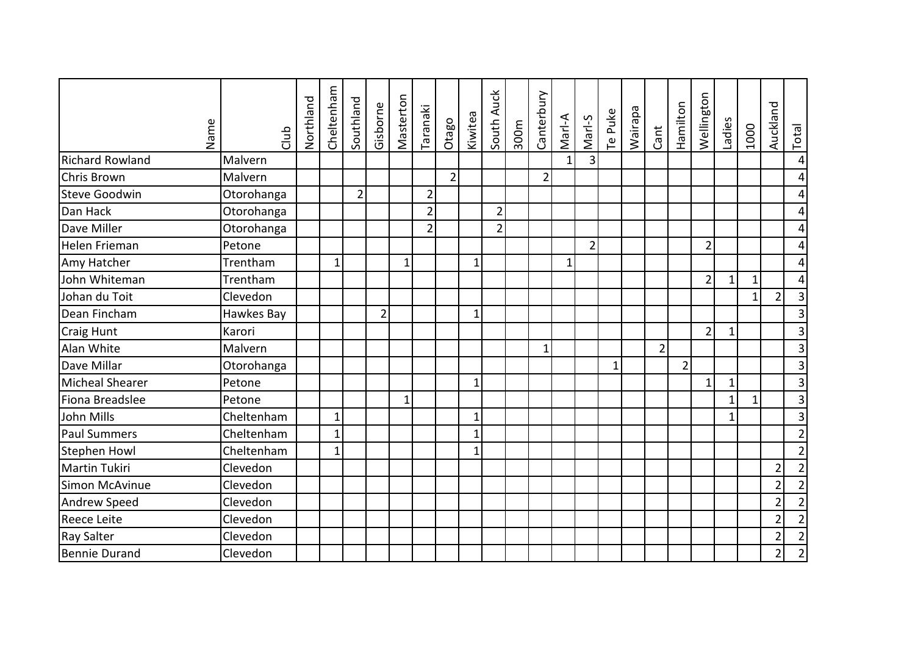| Name | Club | Northland | Cheltenham | Southland | Gisborne | Masterton | Taranaki | Otago | Kiwitea | South Auck | 300m | Canterbury | Marl-A | Marl-S | Te Puke | Wairapa | Cant | Hamilton | Wellington | Ladies | 1000 | Auckland | Total |
|---|---|---|---|---|---|---|---|---|---|---|---|---|---|---|---|---|---|---|---|---|---|---|---|
| Richard Rowland | Malvern | | | | | | | | | | | | 1 | 3 | | | | | | | | | 4 |
| Chris Brown | Malvern | | | | | | | 2 | | | | 2 | | | | | | | | | | | 4 |
| Steve Goodwin | Otorohanga | | | 2 | | | 2 | | | | | | | | | | | | | | | | 4 |
| Dan Hack | Otorohanga | | | | | | 2 | | | 2 | | | | | | | | | | | | | 4 |
| Dave Miller | Otorohanga | | | | | | 2 | | | 2 | | | | | | | | | | | | | 4 |
| Helen Frieman | Petone | | | | | | | | | | | | | 2 | | | | | 2 | | | | 4 |
| Amy Hatcher | Trentham | | 1 | | | 1 | | | 1 | | | | 1 | | | | | | | | | | 4 |
| John Whiteman | Trentham | | | | | | | | | | | | | | | | | | 2 | 1 | 1 | | 4 |
| Johan du Toit | Clevedon | | | | | | | | | | | | | | | | | | | | 1 | 2 | 3 |
| Dean Fincham | Hawkes Bay | | | | 2 | | | | 1 | | | | | | | | | | | | | | 3 |
| Craig Hunt | Karori | | | | | | | | | | | | | | | | | | 2 | 1 | | | 3 |
| Alan White | Malvern | | | | | | | | | | | 1 | | | | | 2 | | | | | | 3 |
| Dave Millar | Otorohanga | | | | | | | | | | | | | | 1 | | | 2 | | | | | 3 |
| Micheal Shearer | Petone | | | | | | | | 1 | | | | | | | | | | 1 | 1 | | | 3 |
| Fiona Breadslee | Petone | | | | | 1 | | | | | | | | | | | | | | 1 | 1 | | 3 |
| John Mills | Cheltenham | | 1 | | | | | | 1 | | | | | | | | | | | 1 | | | 3 |
| Paul Summers | Cheltenham | | 1 | | | | | | 1 | | | | | | | | | | | | | | 2 |
| Stephen Howl | Cheltenham | | 1 | | | | | | 1 | | | | | | | | | | | | | | 2 |
| Martin Tukiri | Clevedon | | | | | | | | | | | | | | | | | | | | | 2 | 2 |
| Simon McAvinue | Clevedon | | | | | | | | | | | | | | | | | | | | | 2 | 2 |
| Andrew Speed | Clevedon | | | | | | | | | | | | | | | | | | | | | 2 | 2 |
| Reece Leite | Clevedon | | | | | | | | | | | | | | | | | | | | | 2 | 2 |
| Ray Salter | Clevedon | | | | | | | | | | | | | | | | | | | | | 2 | 2 |
| Bennie Durand | Clevedon | | | | | | | | | | | | | | | | | | | | | 2 | 2 |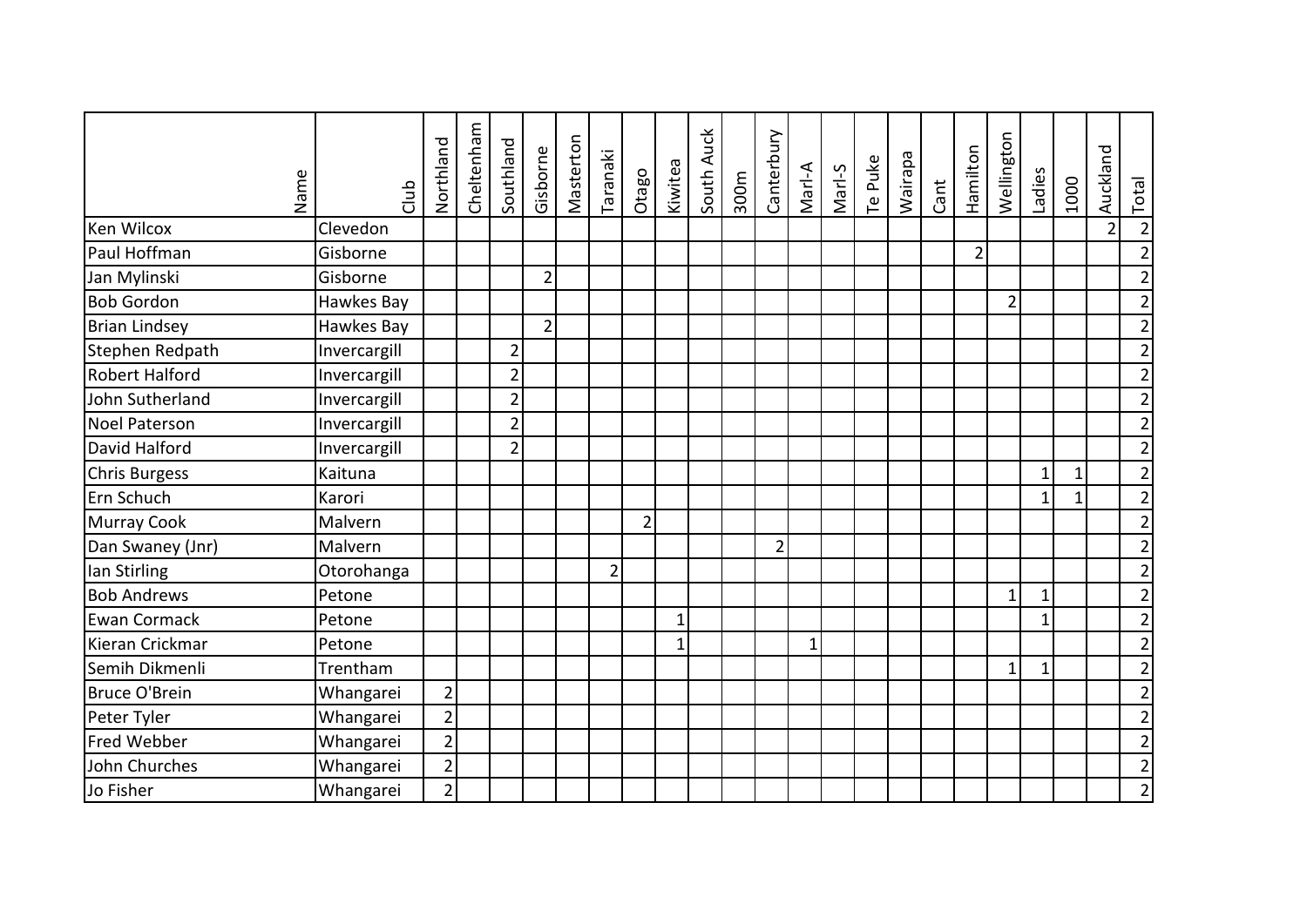| Name | Club | Northland | Cheltenham | Southland | Gisborne | Masterton | Taranaki | Otago | Kiwitea | South Auck | 300m | Canterbury | Marl-A | Marl-S | Te Puke | Wairapa | Cant | Hamilton | Wellington | Ladies | 1000 | Auckland | Total |
|---|---|---|---|---|---|---|---|---|---|---|---|---|---|---|---|---|---|---|---|---|---|---|---|
| Ken Wilcox | Clevedon | | | | | | | | | | | | | | | | | | | | | 2 | 2 |
| Paul Hoffman | Gisborne | | | | | | | | | | | | | | | | | 2 | | | | | 2 |
| Jan Mylinski | Gisborne | | | | 2 | | | | | | | | | | | | | | | | | | 2 |
| Bob Gordon | Hawkes Bay | | | | | | | | | | | | | | | | | | 2 | | | | 2 |
| Brian Lindsey | Hawkes Bay | | | | 2 | | | | | | | | | | | | | | | | | | 2 |
| Stephen Redpath | Invercargill | | | 2 | | | | | | | | | | | | | | | | | | | 2 |
| Robert Halford | Invercargill | | | 2 | | | | | | | | | | | | | | | | | | | 2 |
| John Sutherland | Invercargill | | | 2 | | | | | | | | | | | | | | | | | | | 2 |
| Noel Paterson | Invercargill | | | 2 | | | | | | | | | | | | | | | | | | | 2 |
| David Halford | Invercargill | | | 2 | | | | | | | | | | | | | | | | | | | 2 |
| Chris Burgess | Kaituna | | | | | | | | | | | | | | | | | | | 1 | 1 | | 2 |
| Ern Schuch | Karori | | | | | | | | | | | | | | | | | | | 1 | 1 | | 2 |
| Murray Cook | Malvern | | | | | | | 2 | | | | | | | | | | | | | | | 2 |
| Dan Swaney (Jnr) | Malvern | | | | | | | | | | | 2 | | | | | | | | | | | 2 |
| Ian Stirling | Otorohanga | | | | | | 2 | | | | | | | | | | | | | | | | 2 |
| Bob Andrews | Petone | | | | | | | | | | | | | | | | | | 1 | 1 | | | 2 |
| Ewan Cormack | Petone | | | | | | | | 1 | | | | | | | | | | | 1 | | | 2 |
| Kieran Crickmar | Petone | | | | | | | | 1 | | | | 1 | | | | | | | | | | 2 |
| Semih Dikmenli | Trentham | | | | | | | | | | | | | | | | | | 1 | 1 | | | 2 |
| Bruce O'Brein | Whangarei | 2 | | | | | | | | | | | | | | | | | | | | | 2 |
| Peter Tyler | Whangarei | 2 | | | | | | | | | | | | | | | | | | | | | 2 |
| Fred Webber | Whangarei | 2 | | | | | | | | | | | | | | | | | | | | | 2 |
| John Churches | Whangarei | 2 | | | | | | | | | | | | | | | | | | | | | 2 |
| Jo Fisher | Whangarei | 2 | | | | | | | | | | | | | | | | | | | | | 2 |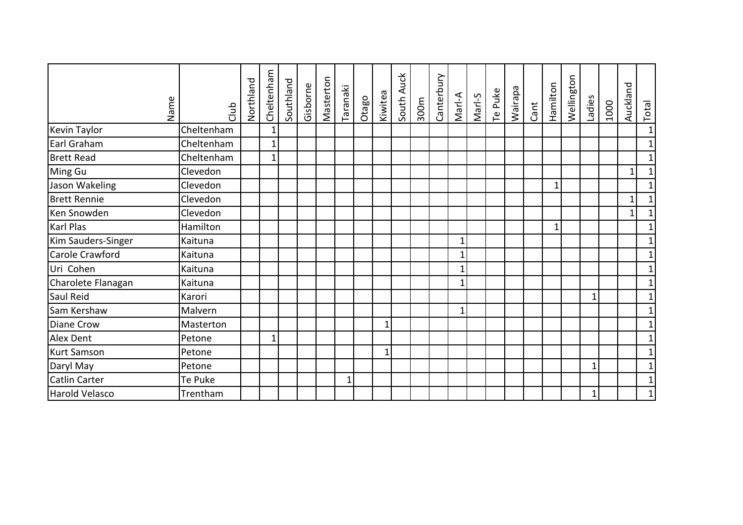| Name | Club | Northland | Cheltenham | Southland | Gisborne | Masterton | Taranaki | Otago | Kiwitea | South Auck | 300m | Canterbury | Marl-A | Marl-S | Te Puke | Wairapa | Cant | Hamilton | Wellington | Ladies | 1000 | Auckland | Total |
|---|---|---|---|---|---|---|---|---|---|---|---|---|---|---|---|---|---|---|---|---|---|---|---|
| Kevin Taylor | Cheltenham | | 1 | | | | | | | | | | | | | | | | | | | | 1 |
| Earl Graham | Cheltenham | | 1 | | | | | | | | | | | | | | | | | | | | 1 |
| Brett Read | Cheltenham | | 1 | | | | | | | | | | | | | | | | | | | | 1 |
| Ming Gu | Clevedon | | | | | | | | | | | | | | | | | | | | | 1 | 1 |
| Jason Wakeling | Clevedon | | | | | | | | | | | | | | | | | 1 | | | | | 1 |
| Brett Rennie | Clevedon | | | | | | | | | | | | | | | | | | | | | 1 | 1 |
| Ken Snowden | Clevedon | | | | | | | | | | | | | | | | | | | | | 1 | 1 |
| Karl Plas | Hamilton | | | | | | | | | | | | | | | | | 1 | | | | | 1 |
| Kim Sauders-Singer | Kaituna | | | | | | | | | | | | 1 | | | | | | | | | | 1 |
| Carole Crawford | Kaituna | | | | | | | | | | | | 1 | | | | | | | | | | 1 |
| Uri Cohen | Kaituna | | | | | | | | | | | | 1 | | | | | | | | | | 1 |
| Charolete Flanagan | Kaituna | | | | | | | | | | | | 1 | | | | | | | | | | 1 |
| Saul Reid | Karori | | | | | | | | | | | | | | | | | | | 1 | | | 1 |
| Sam Kershaw | Malvern | | | | | | | | | | | | 1 | | | | | | | | | | 1 |
| Diane Crow | Masterton | | | | | | | | 1 | | | | | | | | | | | | | | 1 |
| Alex Dent | Petone | | 1 | | | | | | | | | | | | | | | | | | | | 1 |
| Kurt Samson | Petone | | | | | | | | 1 | | | | | | | | | | | | | | 1 |
| Daryl May | Petone | | | | | | | | | | | | | | | | | | | 1 | | | 1 |
| Catlin Carter | Te Puke | | | | | | 1 | | | | | | | | | | | | | | | | 1 |
| Harold Velasco | Trentham | | | | | | | | | | | | | | | | | | | 1 | | | 1 |